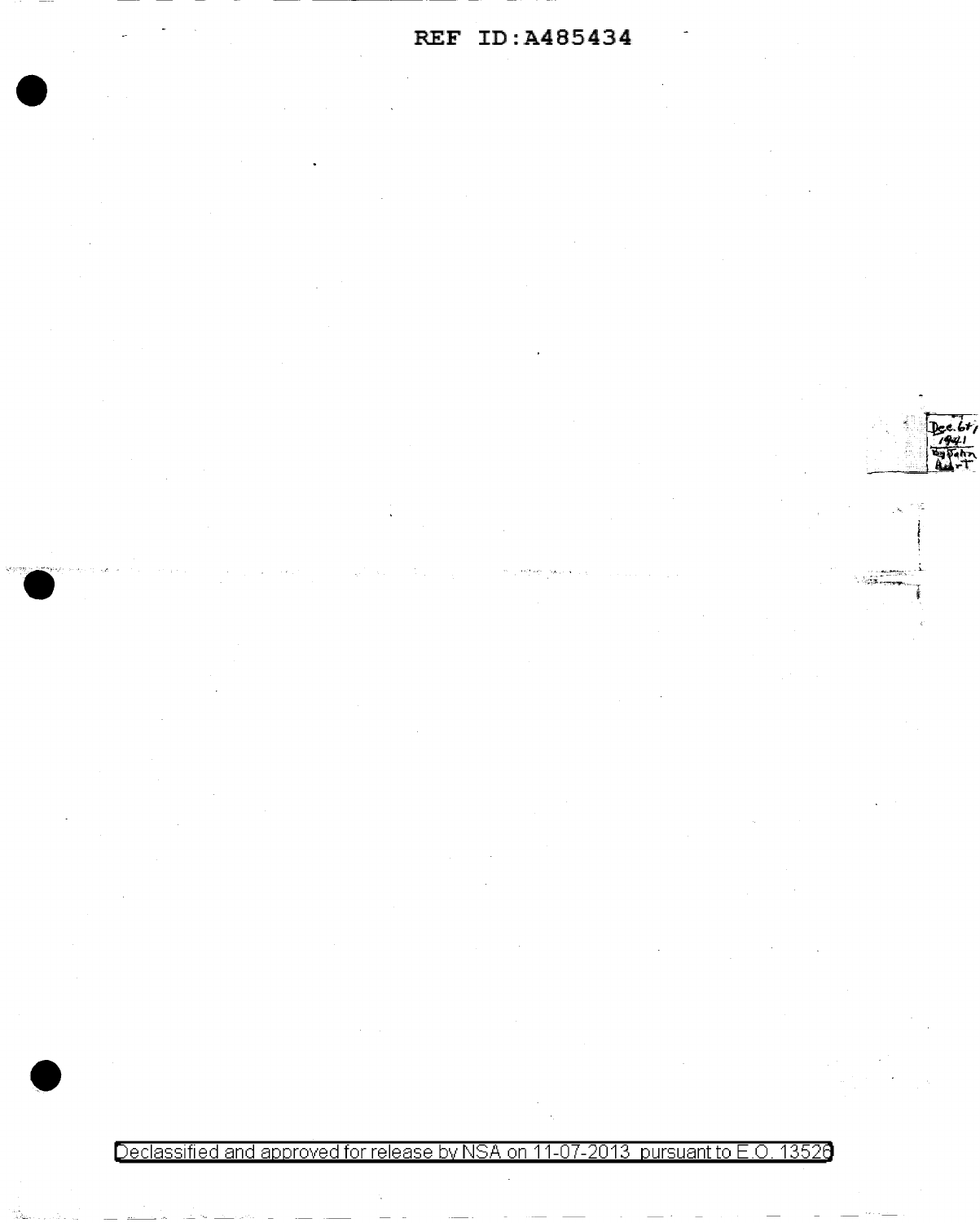Dec. 6th, 1941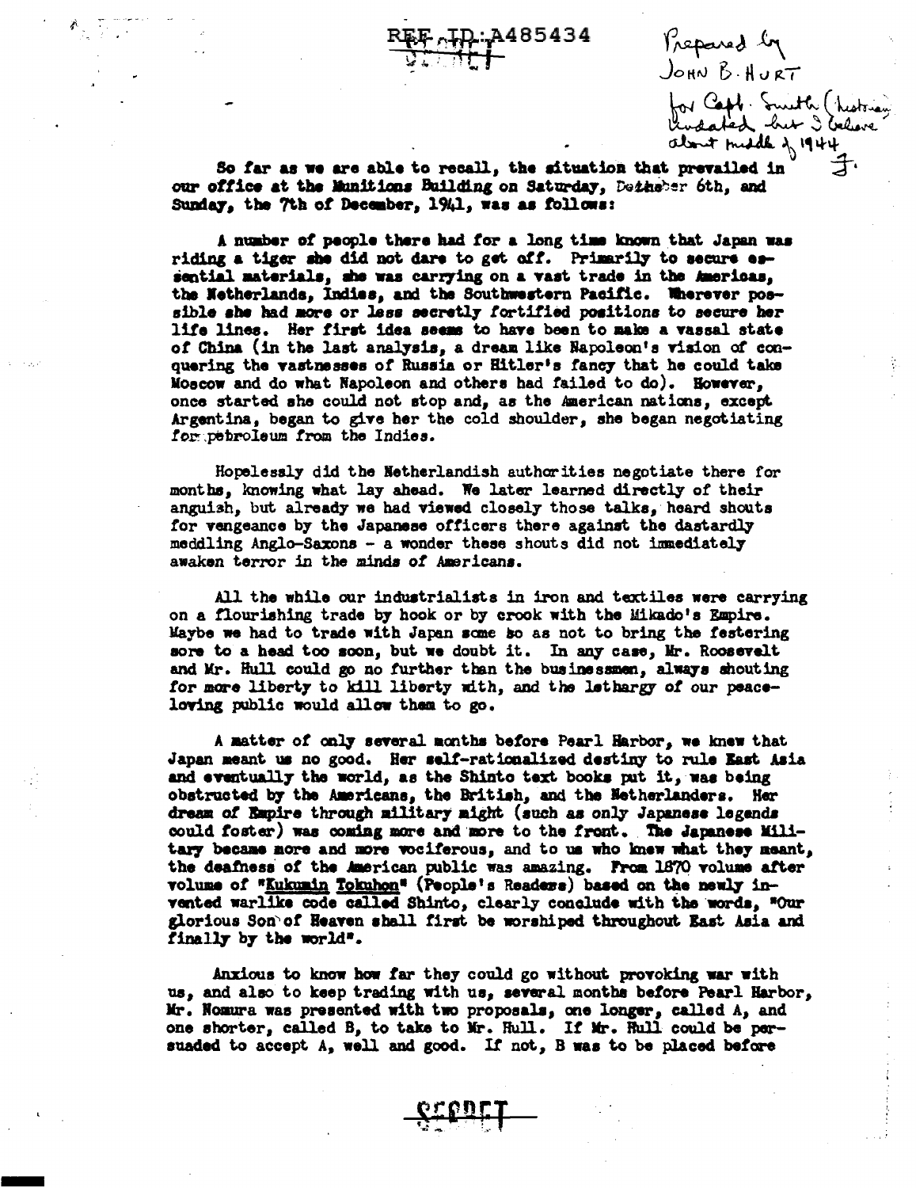REF ID:A485434

SECRET

Prepared by JOHN B. HURT for Capt. Smith (historian) Undated but I believe about middle of 1944 J.

So far as we are able to recall, the situation that prevailed in our office at the Munitions Building on Saturday, December 6th, and Sunday, the 7th of December, 1941, was as follows:

A number of people there had for a long time known that Japan was riding a tiger she did not dare to get off. Primarily to secure essential materials, she was carrying on a vast trade in the Americas, the Netherlands, Indies, and the Southwestern Pacific. Wherever possible she had more or less secretly fortified positions to secure her life lines. Her first idea seems to have been to make a vassal state of China (in the last analysis, a dream like Napoleon's vision of conquering the vastnesses of Russia or Hitler's fancy that he could take Moscow and do what Napoleon and others had failed to do). However, once started she could not stop and, as the American nations, except Argentina, began to give her the cold shoulder, she began negotiating for petroleum from the Indies.

Hopelessly did the Netherlandish authorities negotiate there for months, knowing what lay ahead. We later learned directly of their anguish, but already we had viewed closely those talks, heard shouts for vengeance by the Japanese officers there against the dastardly meddling Anglo-Saxons - a wonder these shouts did not immediately awaken terror in the minds of Americans.

All the while our industrialists in iron and textiles were carrying on a flourishing trade by hook or by crook with the Mikado's Empire. Maybe we had to trade with Japan some so as not to bring the festering sore to a head too soon, but we doubt it. In any case, Mr. Roosevelt and Mr. Hull could go no further than the businessmen, always shouting for more liberty to kill liberty with, and the lethargy of our peace-loving public would allow them to go.

A matter of only several months before Pearl Harbor, we knew that Japan meant us no good. Her self-rationalized destiny to rule East Asia and eventually the world, as the Shinto text books put it, was being obstructed by the Americans, the British, and the Netherlanders. Her dream of Empire through military might (such as only Japanese legends could foster) was coming more and more to the front. The Japanese Military became more and more vociferous, and to us who knew what they meant, the deafness of the American public was amazing. From 1870 volume after volume of "Kukumin Tokuhon" (People's Readers) based on the newly invented warlike code called Shinto, clearly conclude with the words, "Our glorious Son of Heaven shall first be worshiped throughout East Asia and finally by the world".

Anxious to know how far they could go without provoking war with us, and also to keep trading with us, several months before Pearl Harbor, Mr. Nomura was presented with two proposals, one longer, called A, and one shorter, called B, to take to Mr. Hull. If Mr. Hull could be persuaded to accept A, well and good. If not, B was to be placed before

SECRET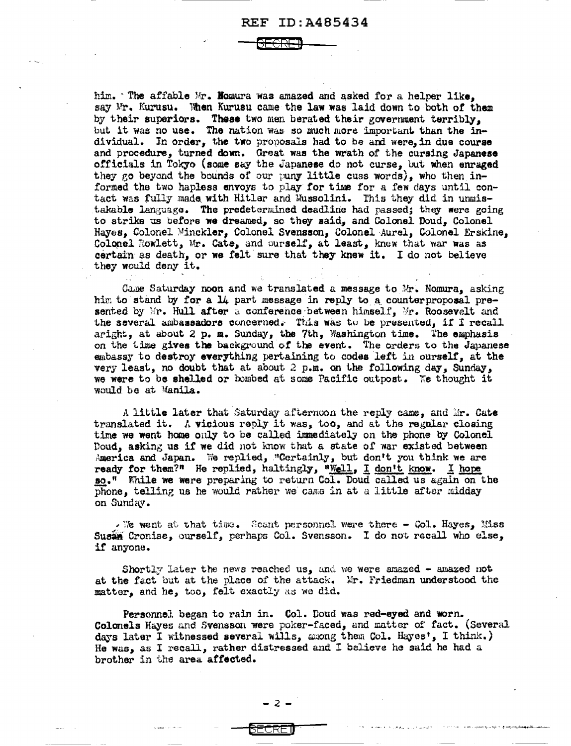him. The affable Mr. Nomura was amazed and asked for a helper like, say Mr. Kurusu. When Kurusu came the law was laid down to both of them by their superiors. These two men berated their government terribly, but it was no use. The nation was so much more important than the individual. In order, the two proposals had to be and were, in due course and procedure, turned down. Great was the wrath of the cursing Japanese officials in Tokyo (some say the Japanese do not curse, but when enraged they go beyond the bounds of our puny little cuss words), who then informed the two hapless envoys to play for time for a few days until contact was fully made with Hitler and Mussolini. This they did in unmistakable language. The predetermined deadline had passed; they were going to strike us before we dreamed, so they said, and Colonel Doud, Colonel Hayes, Colonel Minckler, Colonel Svensson, Colonel Aurel, Colonel Erskine, Colonel Rowlett, Mr. Cate, and ourself, at least, knew that war was as certain as death, or we felt sure that they knew it. I do not believe they would deny it.

Came Saturday noon and we translated a message to Mr. Nomura, asking him to stand by for a 14 part message in reply to a counterproposal presented by Mr. Hull after a conference between himself, Mr. Roosevelt and the several ambassadors concerned. This was to be presented, if I recall aright, at about 2 p. m. Sunday, the 7th, Washington time. The emphasis on the time gives the background of the event. The orders to the Japanese embassy to destroy everything pertaining to codes left in ourself, at the very least, no doubt that at about 2 p.m. on the following day, Sunday, we were to be shelled or bombed at some Pacific outpost. We thought it would be at Manila.

A little later that Saturday afternoon the reply came, and Mr. Cate translated it. A vicious reply it was, too, and at the regular closing time we went home only to be called immediately on the phone by Colonel Doud, asking us if we did not know that a state of war existed between America and Japan. We replied, "Certainly, but don't you think we are ready for them?" He replied, haltingly, "Well, I don't know. I hope so." While we were preparing to return Col. Doud called us again on the phone, telling us he would rather we came in at a little after midday on Sunday.

We went at that time. Scant personnel were there - Col. Hayes, Miss Susan Cronise, ourself, perhaps Col. Svensson. I do not recall who else, if anyone.

Shortly later the news reached us, and we were amazed - amazed not at the fact but at the place of the attack. Mr. Friedman understood the matter, and he, too, felt exactly as we did.

Personnel began to rain in. Col. Doud was red-eyed and worn. Colonels Hayes and Svensson were poker-faced, and matter of fact. (Several days later I witnessed several wills, among them Col. Hayes', I think.) He was, as I recall, rather distressed and I believe he said he had a brother in the area affected.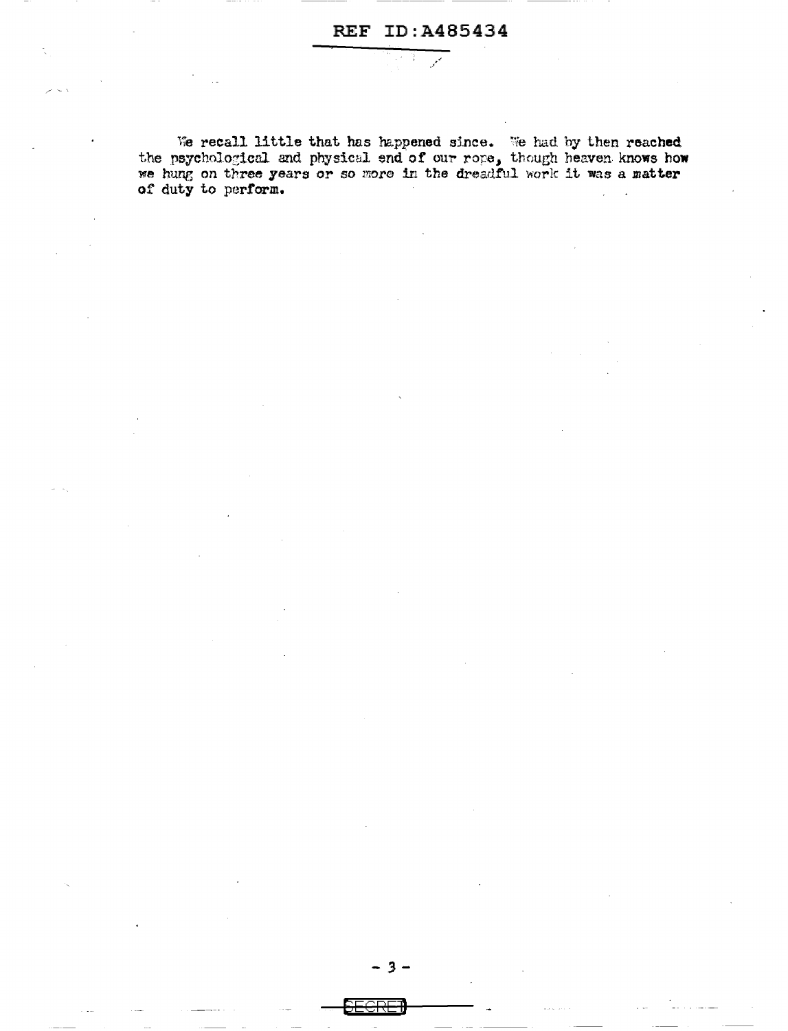We recall little that has happened since. We had by then reached the psychological and physical end of our rope, though heaven knows how we hung on three years or so more in the dreadful work it was a matter of duty to perform.